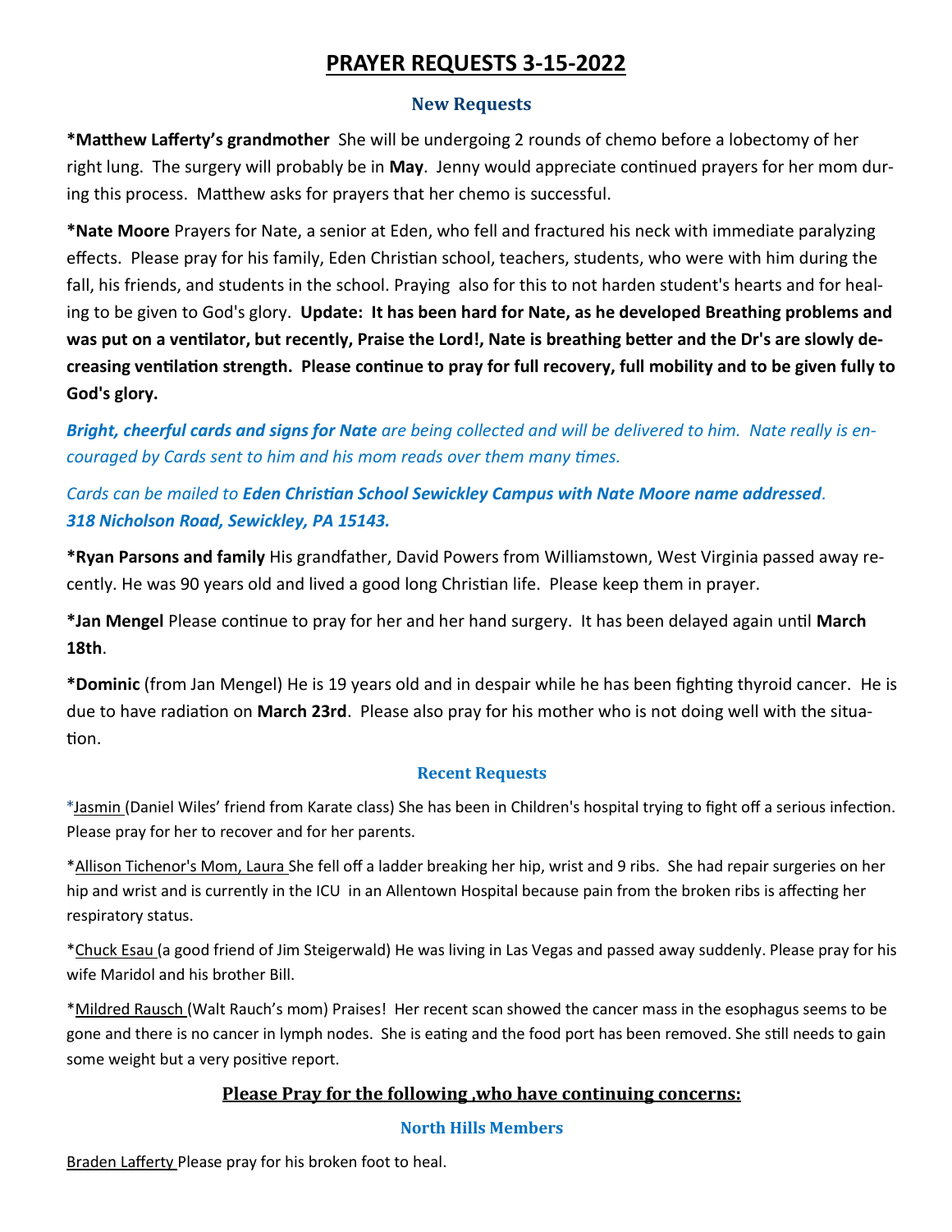# PRAYER REQUESTS 3-15-2022

### New Requests

**\*Matthew Lafferty's grandmother** She will be undergoing 2 rounds of chemo before a lobectomy of her right lung. The surgery will probably be in **May**. Jenny would appreciate continued prayers for her mom during this process. Matthew asks for prayers that her chemo is successful.

**\*Nate Moore** Prayers for Nate, a senior at Eden, who fell and fractured his neck with immediate paralyzing effects. Please pray for his family, Eden Christian school, teachers, students, who were with him during the fall, his friends, and students in the school. Praying also for this to not harden student's hearts and for healing to be given to God's glory. **Update: It has been hard for Nate, as he developed Breathing problems and was put on a ventilator, but recently, Praise the Lord!, Nate is breathing better and the Dr's are slowly decreasing ventilation strength. Please continue to pray for full recovery, full mobility and to be given fully to God's glory.**

***Bright, cheerful cards and signs for Nate** are being collected and will be delivered to him. Nate really is encouraged by Cards sent to him and his mom reads over them many times.*

*Cards can be mailed to **Eden Christian School Sewickley Campus with Nate Moore name addressed**.*
***318 Nicholson Road, Sewickley, PA 15143.***

**\*Ryan Parsons and family** His grandfather, David Powers from Williamstown, West Virginia passed away recently. He was 90 years old and lived a good long Christian life. Please keep them in prayer.

**\*Jan Mengel** Please continue to pray for her and her hand surgery. It has been delayed again until **March 18th**.

**\*Dominic** (from Jan Mengel) He is 19 years old and in despair while he has been fighting thyroid cancer. He is due to have radiation on **March 23rd**. Please also pray for his mother who is not doing well with the situation.

### Recent Requests

\*Jasmin (Daniel Wiles' friend from Karate class) She has been in Children's hospital trying to fight off a serious infection. Please pray for her to recover and for her parents.

\*Allison Tichenor's Mom, Laura She fell off a ladder breaking her hip, wrist and 9 ribs. She had repair surgeries on her hip and wrist and is currently in the ICU in an Allentown Hospital because pain from the broken ribs is affecting her respiratory status.

\*Chuck Esau (a good friend of Jim Steigerwald) He was living in Las Vegas and passed away suddenly. Please pray for his wife Maridol and his brother Bill.

\*Mildred Rausch (Walt Rauch's mom) Praises! Her recent scan showed the cancer mass in the esophagus seems to be gone and there is no cancer in lymph nodes. She is eating and the food port has been removed. She still needs to gain some weight but a very positive report.

## Please Pray for the following ,who have continuing concerns:

### North Hills Members

Braden Lafferty Please pray for his broken foot to heal.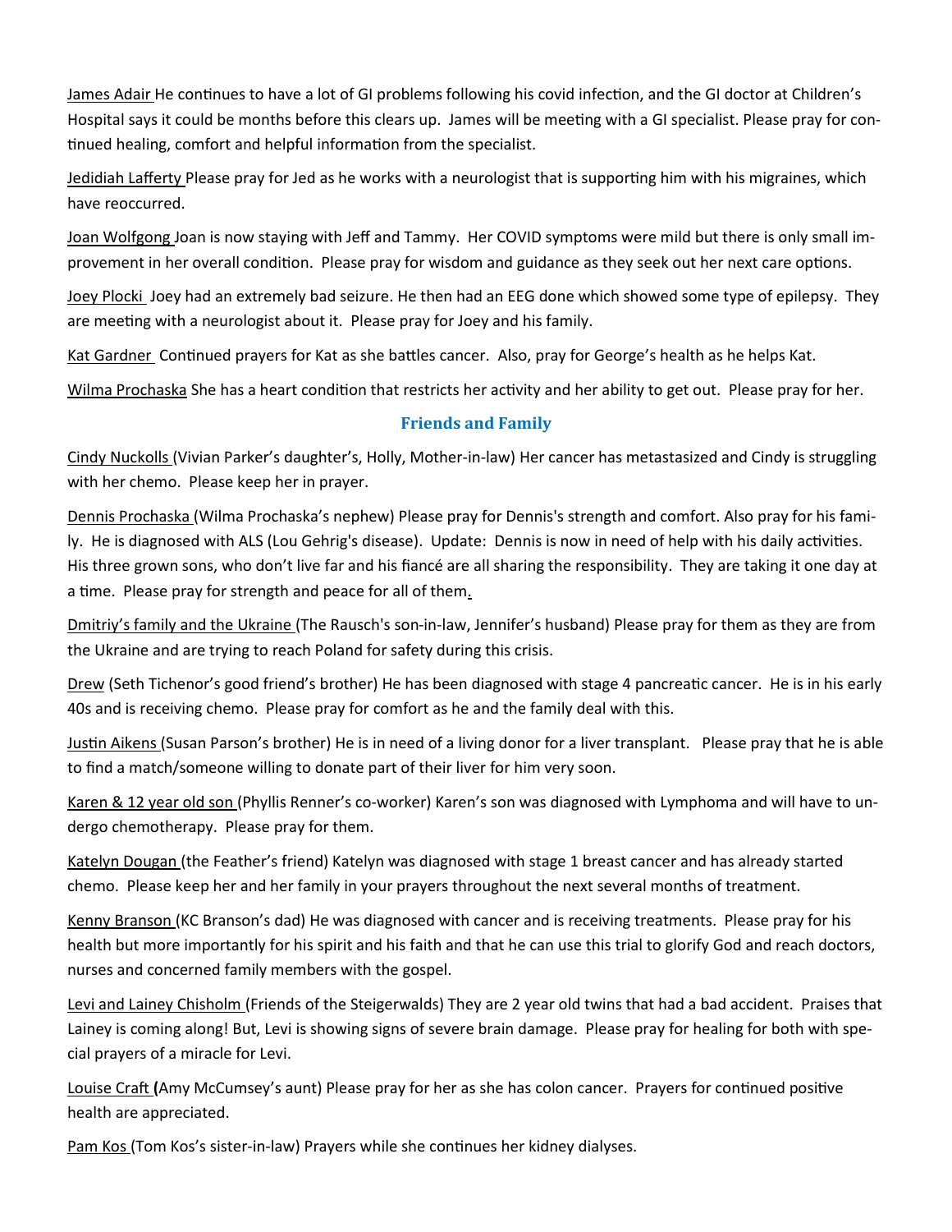James Adair He continues to have a lot of GI problems following his covid infection, and the GI doctor at Children's Hospital says it could be months before this clears up. James will be meeting with a GI specialist. Please pray for continued healing, comfort and helpful information from the specialist.

Jedidiah Lafferty Please pray for Jed as he works with a neurologist that is supporting him with his migraines, which have reoccurred.

Joan Wolfgong Joan is now staying with Jeff and Tammy. Her COVID symptoms were mild but there is only small improvement in her overall condition. Please pray for wisdom and guidance as they seek out her next care options.

Joey Plocki Joey had an extremely bad seizure. He then had an EEG done which showed some type of epilepsy. They are meeting with a neurologist about it. Please pray for Joey and his family.

Kat Gardner Continued prayers for Kat as she battles cancer. Also, pray for George's health as he helps Kat.

Wilma Prochaska She has a heart condition that restricts her activity and her ability to get out. Please pray for her.

## Friends and Family

Cindy Nuckolls (Vivian Parker's daughter's, Holly, Mother-in-law) Her cancer has metastasized and Cindy is struggling with her chemo. Please keep her in prayer.

Dennis Prochaska (Wilma Prochaska's nephew) Please pray for Dennis's strength and comfort. Also pray for his family. He is diagnosed with ALS (Lou Gehrig's disease). Update: Dennis is now in need of help with his daily activities. His three grown sons, who don't live far and his fiancé are all sharing the responsibility. They are taking it one day at a time. Please pray for strength and peace for all of them.

Dmitriy's family and the Ukraine (The Rausch's son-in-law, Jennifer's husband) Please pray for them as they are from the Ukraine and are trying to reach Poland for safety during this crisis.

Drew (Seth Tichenor's good friend's brother) He has been diagnosed with stage 4 pancreatic cancer. He is in his early 40s and is receiving chemo. Please pray for comfort as he and the family deal with this.

Justin Aikens (Susan Parson's brother) He is in need of a living donor for a liver transplant. Please pray that he is able to find a match/someone willing to donate part of their liver for him very soon.

Karen & 12 year old son (Phyllis Renner's co-worker) Karen's son was diagnosed with Lymphoma and will have to undergo chemotherapy. Please pray for them.

Katelyn Dougan (the Feather's friend) Katelyn was diagnosed with stage 1 breast cancer and has already started chemo. Please keep her and her family in your prayers throughout the next several months of treatment.

Kenny Branson (KC Branson's dad) He was diagnosed with cancer and is receiving treatments. Please pray for his health but more importantly for his spirit and his faith and that he can use this trial to glorify God and reach doctors, nurses and concerned family members with the gospel.

Levi and Lainey Chisholm (Friends of the Steigerwalds) They are 2 year old twins that had a bad accident. Praises that Lainey is coming along! But, Levi is showing signs of severe brain damage. Please pray for healing for both with special prayers of a miracle for Levi.

Louise Craft **(**Amy McCumsey's aunt) Please pray for her as she has colon cancer. Prayers for continued positive health are appreciated.

Pam Kos (Tom Kos's sister-in-law) Prayers while she continues her kidney dialyses.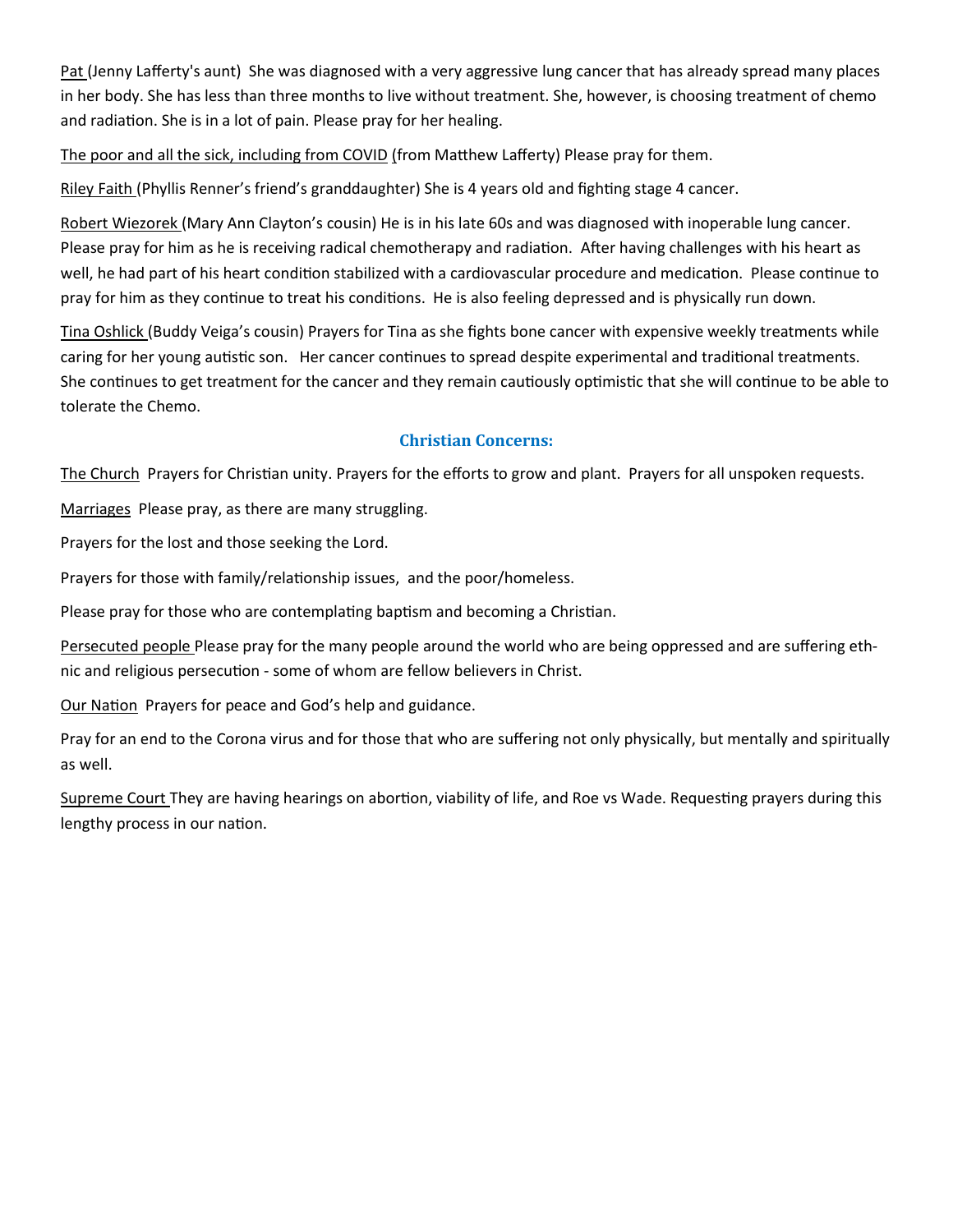<u>Pat</u> (Jenny Lafferty's aunt) She was diagnosed with a very aggressive lung cancer that has already spread many places in her body. She has less than three months to live without treatment. She, however, is choosing treatment of chemo and radiation. She is in a lot of pain. Please pray for her healing.

<u>The poor and all the sick, including from COVID</u> (from Matthew Lafferty) Please pray for them.

<u>Riley Faith</u> (Phyllis Renner's friend's granddaughter) She is 4 years old and fighting stage 4 cancer.

<u>Robert Wiezorek</u> (Mary Ann Clayton's cousin) He is in his late 60s and was diagnosed with inoperable lung cancer. Please pray for him as he is receiving radical chemotherapy and radiation. After having challenges with his heart as well, he had part of his heart condition stabilized with a cardiovascular procedure and medication. Please continue to pray for him as they continue to treat his conditions. He is also feeling depressed and is physically run down.

<u>Tina Oshlick</u> (Buddy Veiga's cousin) Prayers for Tina as she fights bone cancer with expensive weekly treatments while caring for her young autistic son. Her cancer continues to spread despite experimental and traditional treatments. She continues to get treatment for the cancer and they remain cautiously optimistic that she will continue to be able to tolerate the Chemo.

## Christian Concerns:

<u>The Church</u> Prayers for Christian unity. Prayers for the efforts to grow and plant. Prayers for all unspoken requests.

<u>Marriages</u> Please pray, as there are many struggling.

Prayers for the lost and those seeking the Lord.

Prayers for those with family/relationship issues, and the poor/homeless.

Please pray for those who are contemplating baptism and becoming a Christian.

<u>Persecuted people</u> Please pray for the many people around the world who are being oppressed and are suffering ethnic and religious persecution - some of whom are fellow believers in Christ.

<u>Our Nation</u> Prayers for peace and God's help and guidance.

Pray for an end to the Corona virus and for those that who are suffering not only physically, but mentally and spiritually as well.

<u>Supreme Court</u> They are having hearings on abortion, viability of life, and Roe vs Wade. Requesting prayers during this lengthy process in our nation.